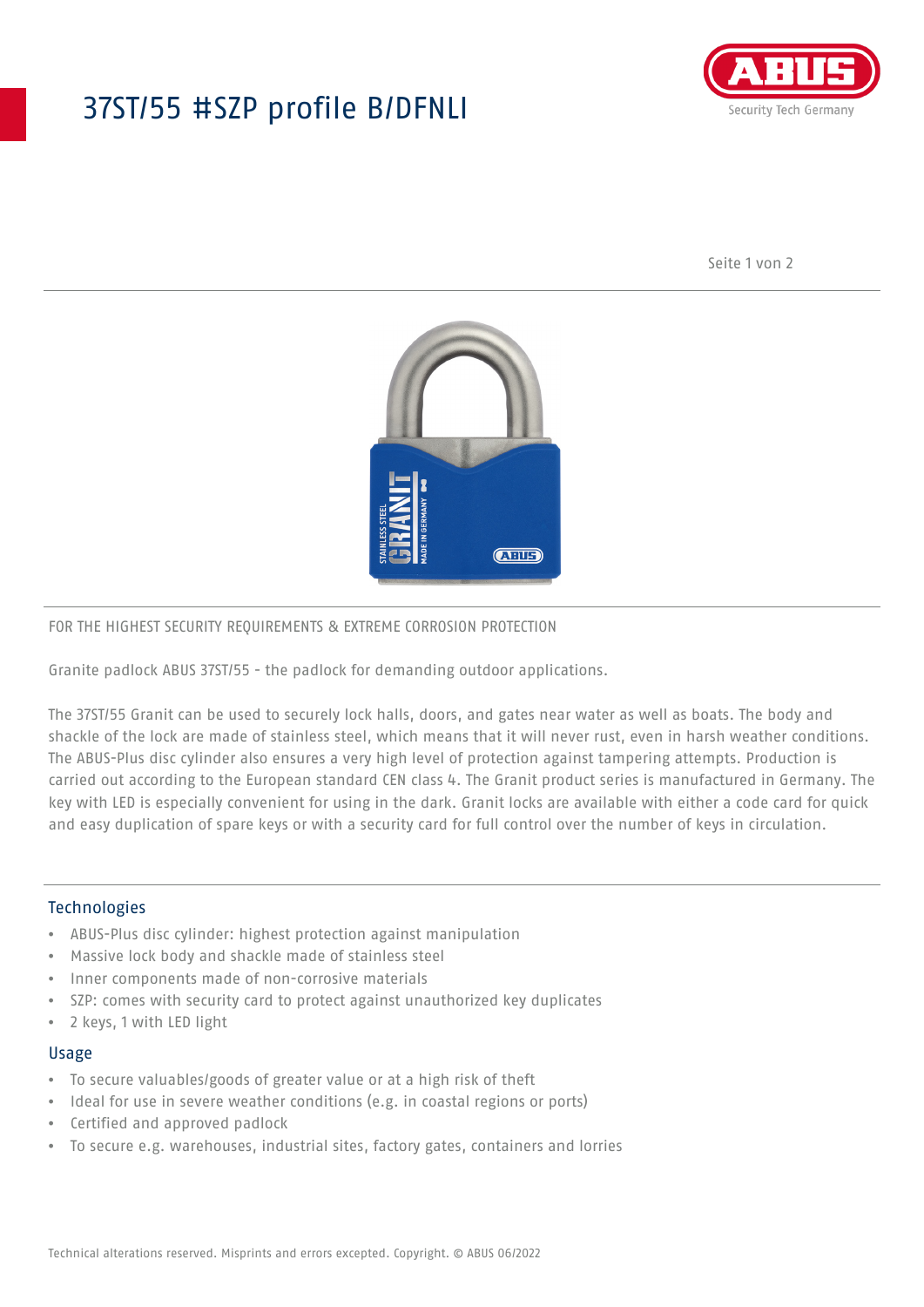# 37ST/55 #SZP profile B/DFNLI

FOR THE HIGHEST SECURITY REQUIREMENTS & EXTREME CORROSION PROTECTION

Granite padlock ABUS 37ST/55 - the padlock for demanding outdoor applications.

The 37ST/55 Granit can be used to securely lock halls, doors, and gates near water as well as boats. The body and shackle of the lock are made of stainless steel, which means that it will never rust, even in harsh weather conditions. The ABUS-Plus disc cylinder also ensures a very high level of protection against tampering attempts. Production is carried out according to the European standard CEN class 4. The Granit product series is manufactured in Germany. The key with LED is especially convenient for using in the dark. Granit locks are available with either a code card for quick and easy duplication of spare keys or with a security card for full control over the number of keys in circulation.

## Technologies

- ABUS-Plus disc cylinder: highest protection against manipulation
- Massive lock body and shackle made of stainless steel
- Inner components made of non-corrosive materials
- SZP: comes with security card to protect against unauthorized key duplicates
- 2 keys, 1 with LED light

## Usage

- To secure valuables/goods of greater value or at a high risk of theft
- Ideal for use in severe weather conditions (e.g. in coastal regions or ports)
- Certified and approved padlock
- To secure e.g. warehouses, industrial sites, factory gates, containers and lorries

Technical alterations reserved. Misprints and errors excepted. Copyright. © ABUS 06/2022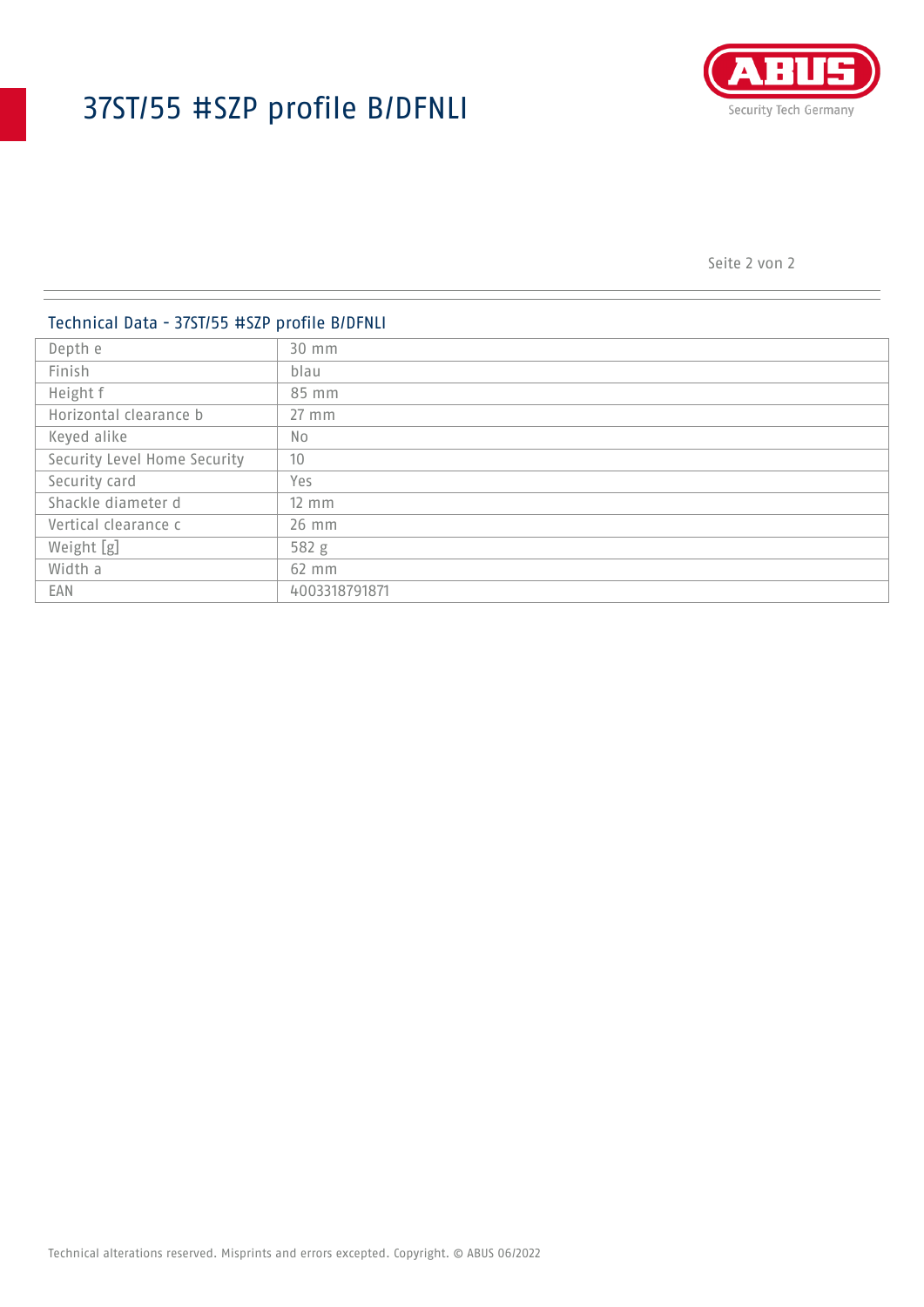# 37ST/55 #SZP profile B/DFNLI

## Technical Data - 37ST/55 #SZP profile B/DFNLI

| | |
|---|---|
| Depth e | 30 mm |
| Finish | blau |
| Height f | 85 mm |
| Horizontal clearance b | 27 mm |
| Keyed alike | No |
| Security Level Home Security | 10 |
| Security card | Yes |
| Shackle diameter d | 12 mm |
| Vertical clearance c | 26 mm |
| Weight [g] | 582 g |
| Width a | 62 mm |
| EAN | 4003318791871 |

Technical alterations reserved. Misprints and errors excepted. Copyright. © ABUS 06/2022